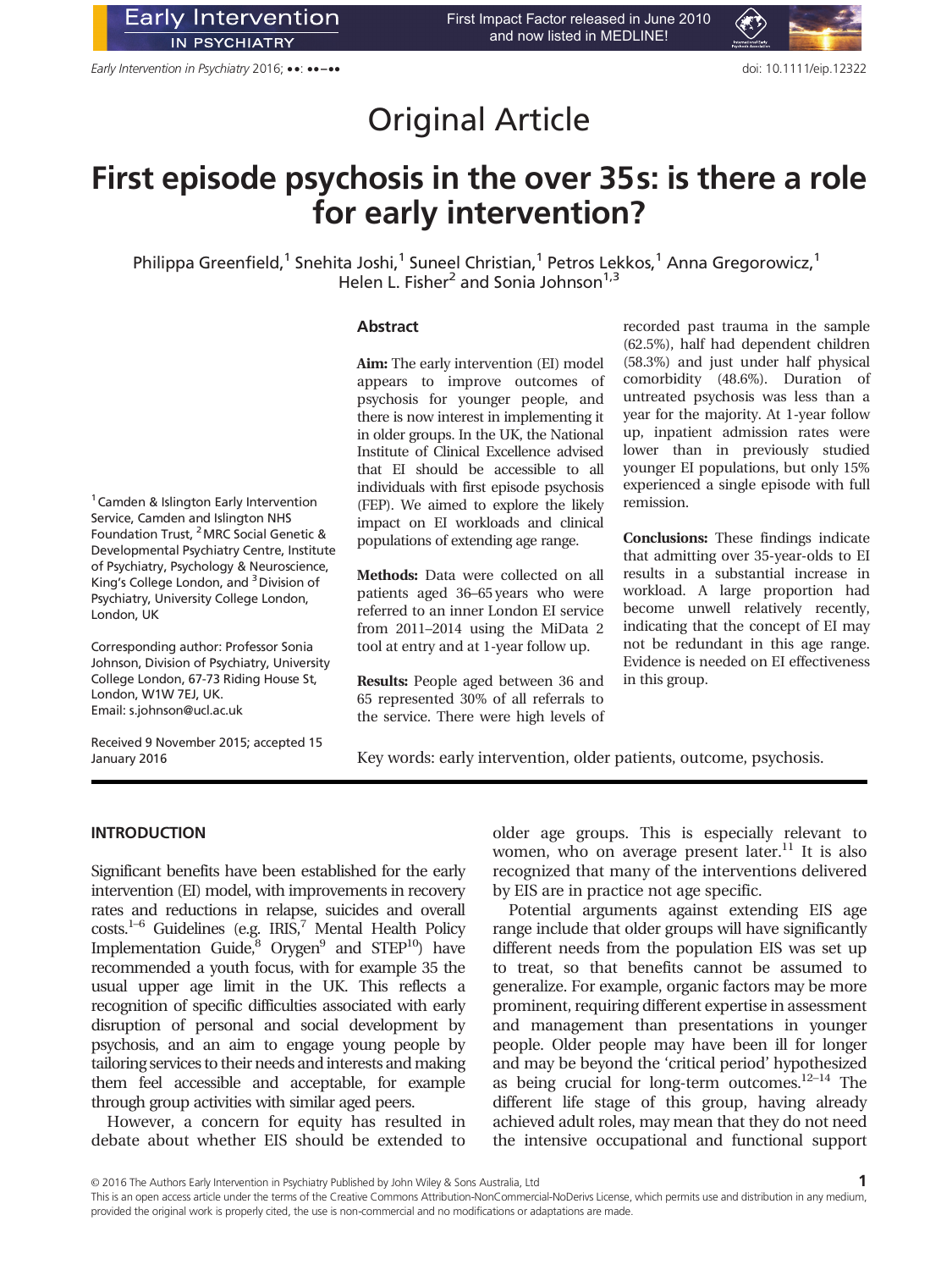Original Article

# First episode psychosis in the over 35s: is there a role for early intervention?

Philippa Greenfield,[1] Snehita Joshi,[1] Suneel Christian,[1] Petros Lekkos,[1] Anna Gregorowicz,[1] Helen L. Fisher[2] and Sonia Johnson[1,3]

[1] Camden & Islington Early Intervention Service, Camden and Islington NHS Foundation Trust, [2] MRC Social Genetic & Developmental Psychiatry Centre, Institute of Psychiatry, Psychology & Neuroscience, King's College London, and [3] Division of Psychiatry, University College London, London, UK

Corresponding author: Professor Sonia Johnson, Division of Psychiatry, University College London, 67-73 Riding House St, London, W1W 7EJ, UK. Email: s.johnson@ucl.ac.uk

Received 9 November 2015; accepted 15 January 2016

## Abstract

**Aim:** The early intervention (EI) model appears to improve outcomes of psychosis for younger people, and there is now interest in implementing it in older groups. In the UK, the National Institute of Clinical Excellence advised that EI should be accessible to all individuals with first episode psychosis (FEP). We aimed to explore the likely impact on EI workloads and clinical populations of extending age range.

**Methods:** Data were collected on all patients aged 36–65 years who were referred to an inner London EI service from 2011–2014 using the MiData 2 tool at entry and at 1-year follow up.

**Results:** People aged between 36 and 65 represented 30% of all referrals to the service. There were high levels of recorded past trauma in the sample (62.5%), half had dependent children (58.3%) and just under half physical comorbidity (48.6%). Duration of untreated psychosis was less than a year for the majority. At 1-year follow up, inpatient admission rates were lower than in previously studied younger EI populations, but only 15% experienced a single episode with full remission.

**Conclusions:** These findings indicate that admitting over 35-year-olds to EI results in a substantial increase in workload. A large proportion had become unwell relatively recently, indicating that the concept of EI may not be redundant in this age range. Evidence is needed on EI effectiveness in this group.

Key words: early intervention, older patients, outcome, psychosis.

## INTRODUCTION

Significant benefits have been established for the early intervention (EI) model, with improvements in recovery rates and reductions in relapse, suicides and overall costs.[1–6] Guidelines (e.g. IRIS,[7] Mental Health Policy Implementation Guide,[8] Orygen[9] and STEP[10]) have recommended a youth focus, with for example 35 the usual upper age limit in the UK. This reflects a recognition of specific difficulties associated with early disruption of personal and social development by psychosis, and an aim to engage young people by tailoring services to their needs and interests and making them feel accessible and acceptable, for example through group activities with similar aged peers.

However, a concern for equity has resulted in debate about whether EIS should be extended to older age groups. This is especially relevant to women, who on average present later.[11] It is also recognized that many of the interventions delivered by EIS are in practice not age specific.

Potential arguments against extending EIS age range include that older groups will have significantly different needs from the population EIS was set up to treat, so that benefits cannot be assumed to generalize. For example, organic factors may be more prominent, requiring different expertise in assessment and management than presentations in younger people. Older people may have been ill for longer and may be beyond the 'critical period' hypothesized as being crucial for long-term outcomes.[12–14] The different life stage of this group, having already achieved adult roles, may mean that they do not need the intensive occupational and functional support

© 2016 The Authors Early Intervention in Psychiatry Published by John Wiley & Sons Australia, Ltd
This is an open access article under the terms of the Creative Commons Attribution-NonCommercial-NoDerivs License, which permits use and distribution in any medium, provided the original work is properly cited, the use is non-commercial and no modifications or adaptations are made.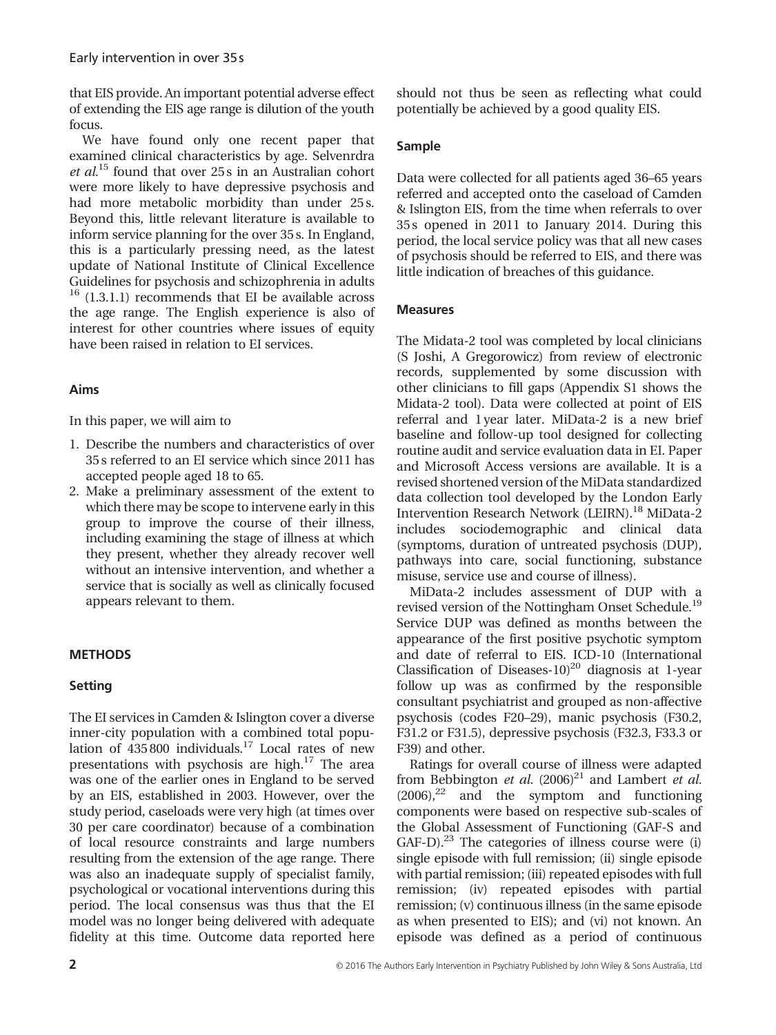that EIS provide. An important potential adverse effect of extending the EIS age range is dilution of the youth focus.

We have found only one recent paper that examined clinical characteristics by age. Selvenrdra *et al.*[15] found that over 25 s in an Australian cohort were more likely to have depressive psychosis and had more metabolic morbidity than under 25 s. Beyond this, little relevant literature is available to inform service planning for the over 35 s. In England, this is a particularly pressing need, as the latest update of National Institute of Clinical Excellence Guidelines for psychosis and schizophrenia in adults [16] (1.3.1.1) recommends that EI be available across the age range. The English experience is also of interest for other countries where issues of equity have been raised in relation to EI services.

### Aims

In this paper, we will aim to

1. Describe the numbers and characteristics of over 35 s referred to an EI service which since 2011 has accepted people aged 18 to 65.
2. Make a preliminary assessment of the extent to which there may be scope to intervene early in this group to improve the course of their illness, including examining the stage of illness at which they present, whether they already recover well without an intensive intervention, and whether a service that is socially as well as clinically focused appears relevant to them.

## METHODS

### Setting

The EI services in Camden & Islington cover a diverse inner-city population with a combined total population of 435 800 individuals.[17] Local rates of new presentations with psychosis are high.[17] The area was one of the earlier ones in England to be served by an EIS, established in 2003. However, over the study period, caseloads were very high (at times over 30 per care coordinator) because of a combination of local resource constraints and large numbers resulting from the extension of the age range. There was also an inadequate supply of specialist family, psychological or vocational interventions during this period. The local consensus was thus that the EI model was no longer being delivered with adequate fidelity at this time. Outcome data reported here should not thus be seen as reflecting what could potentially be achieved by a good quality EIS.

### Sample

Data were collected for all patients aged 36–65 years referred and accepted onto the caseload of Camden & Islington EIS, from the time when referrals to over 35 s opened in 2011 to January 2014. During this period, the local service policy was that all new cases of psychosis should be referred to EIS, and there was little indication of breaches of this guidance.

### Measures

The Midata-2 tool was completed by local clinicians (S Joshi, A Gregorowicz) from review of electronic records, supplemented by some discussion with other clinicians to fill gaps (Appendix S1 shows the Midata-2 tool). Data were collected at point of EIS referral and 1 year later. MiData-2 is a new brief baseline and follow-up tool designed for collecting routine audit and service evaluation data in EI. Paper and Microsoft Access versions are available. It is a revised shortened version of the MiData standardized data collection tool developed by the London Early Intervention Research Network (LEIRN).[18] MiData-2 includes sociodemographic and clinical data (symptoms, duration of untreated psychosis (DUP), pathways into care, social functioning, substance misuse, service use and course of illness).

MiData-2 includes assessment of DUP with a revised version of the Nottingham Onset Schedule.[19] Service DUP was defined as months between the appearance of the first positive psychotic symptom and date of referral to EIS. ICD-10 (International Classification of Diseases-10)[20] diagnosis at 1-year follow up was as confirmed by the responsible consultant psychiatrist and grouped as non-affective psychosis (codes F20–29), manic psychosis (F30.2, F31.2 or F31.5), depressive psychosis (F32.3, F33.3 or F39) and other.

Ratings for overall course of illness were adapted from Bebbington *et al.* (2006)[21] and Lambert *et al.* (2006),[22] and the symptom and functioning components were based on respective sub-scales of the Global Assessment of Functioning (GAF-S and GAF-D).[23] The categories of illness course were (i) single episode with full remission; (ii) single episode with partial remission; (iii) repeated episodes with full remission; (iv) repeated episodes with partial remission; (v) continuous illness (in the same episode as when presented to EIS); and (vi) not known. An episode was defined as a period of continuous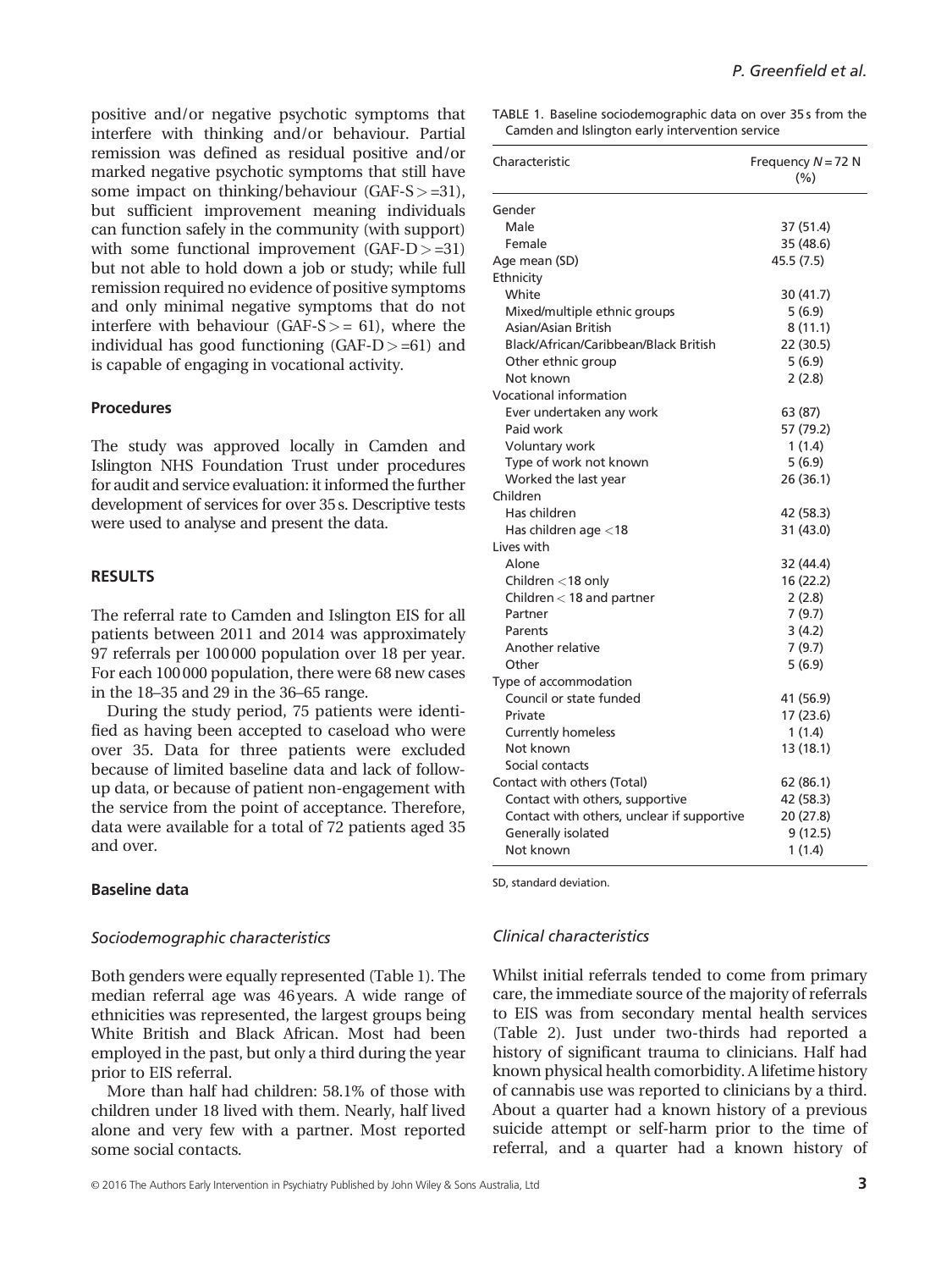positive and/or negative psychotic symptoms that interfere with thinking and/or behaviour. Partial remission was defined as residual positive and/or marked negative psychotic symptoms that still have some impact on thinking/behaviour (GAF-S > =31), but sufficient improvement meaning individuals can function safely in the community (with support) with some functional improvement (GAF-D > =31) but not able to hold down a job or study; while full remission required no evidence of positive symptoms and only minimal negative symptoms that do not interfere with behaviour (GAF-S > = 61), where the individual has good functioning (GAF-D > =61) and is capable of engaging in vocational activity.

### Procedures

The study was approved locally in Camden and Islington NHS Foundation Trust under procedures for audit and service evaluation: it informed the further development of services for over 35 s. Descriptive tests were used to analyse and present the data.

## RESULTS

The referral rate to Camden and Islington EIS for all patients between 2011 and 2014 was approximately 97 referrals per 100 000 population over 18 per year. For each 100 000 population, there were 68 new cases in the 18–35 and 29 in the 36–65 range.

During the study period, 75 patients were identified as having been accepted to caseload who were over 35. Data for three patients were excluded because of limited baseline data and lack of follow-up data, or because of patient non-engagement with the service from the point of acceptance. Therefore, data were available for a total of 72 patients aged 35 and over.

### Baseline data

#### *Sociodemographic characteristics*

Both genders were equally represented (Table 1). The median referral age was 46 years. A wide range of ethnicities was represented, the largest groups being White British and Black African. Most had been employed in the past, but only a third during the year prior to EIS referral.

More than half had children: 58.1% of those with children under 18 lived with them. Nearly, half lived alone and very few with a partner. Most reported some social contacts.

TABLE 1. Baseline sociodemographic data on over 35 s from the Camden and Islington early intervention service

| Characteristic | Frequency N = 72 N (%) |
|---|---|
| Gender | |
| Male | 37 (51.4) |
| Female | 35 (48.6) |
| Age mean (SD) | 45.5 (7.5) |
| Ethnicity | |
| White | 30 (41.7) |
| Mixed/multiple ethnic groups | 5 (6.9) |
| Asian/Asian British | 8 (11.1) |
| Black/African/Caribbean/Black British | 22 (30.5) |
| Other ethnic group | 5 (6.9) |
| Not known | 2 (2.8) |
| Vocational information | |
| Ever undertaken any work | 63 (87) |
| Paid work | 57 (79.2) |
| Voluntary work | 1 (1.4) |
| Type of work not known | 5 (6.9) |
| Worked the last year | 26 (36.1) |
| Children | |
| Has children | 42 (58.3) |
| Has children age <18 | 31 (43.0) |
| Lives with | |
| Alone | 32 (44.4) |
| Children <18 only | 16 (22.2) |
| Children < 18 and partner | 2 (2.8) |
| Partner | 7 (9.7) |
| Parents | 3 (4.2) |
| Another relative | 7 (9.7) |
| Other | 5 (6.9) |
| Type of accommodation | |
| Council or state funded | 41 (56.9) |
| Private | 17 (23.6) |
| Currently homeless | 1 (1.4) |
| Not known | 13 (18.1) |
| Social contacts | |
| Contact with others (Total) | 62 (86.1) |
| Contact with others, supportive | 42 (58.3) |
| Contact with others, unclear if supportive | 20 (27.8) |
| Generally isolated | 9 (12.5) |
| Not known | 1 (1.4) |

SD, standard deviation.

#### *Clinical characteristics*

Whilst initial referrals tended to come from primary care, the immediate source of the majority of referrals to EIS was from secondary mental health services (Table 2). Just under two-thirds had reported a history of significant trauma to clinicians. Half had known physical health comorbidity. A lifetime history of cannabis use was reported to clinicians by a third. About a quarter had a known history of a previous suicide attempt or self-harm prior to the time of referral, and a quarter had a known history of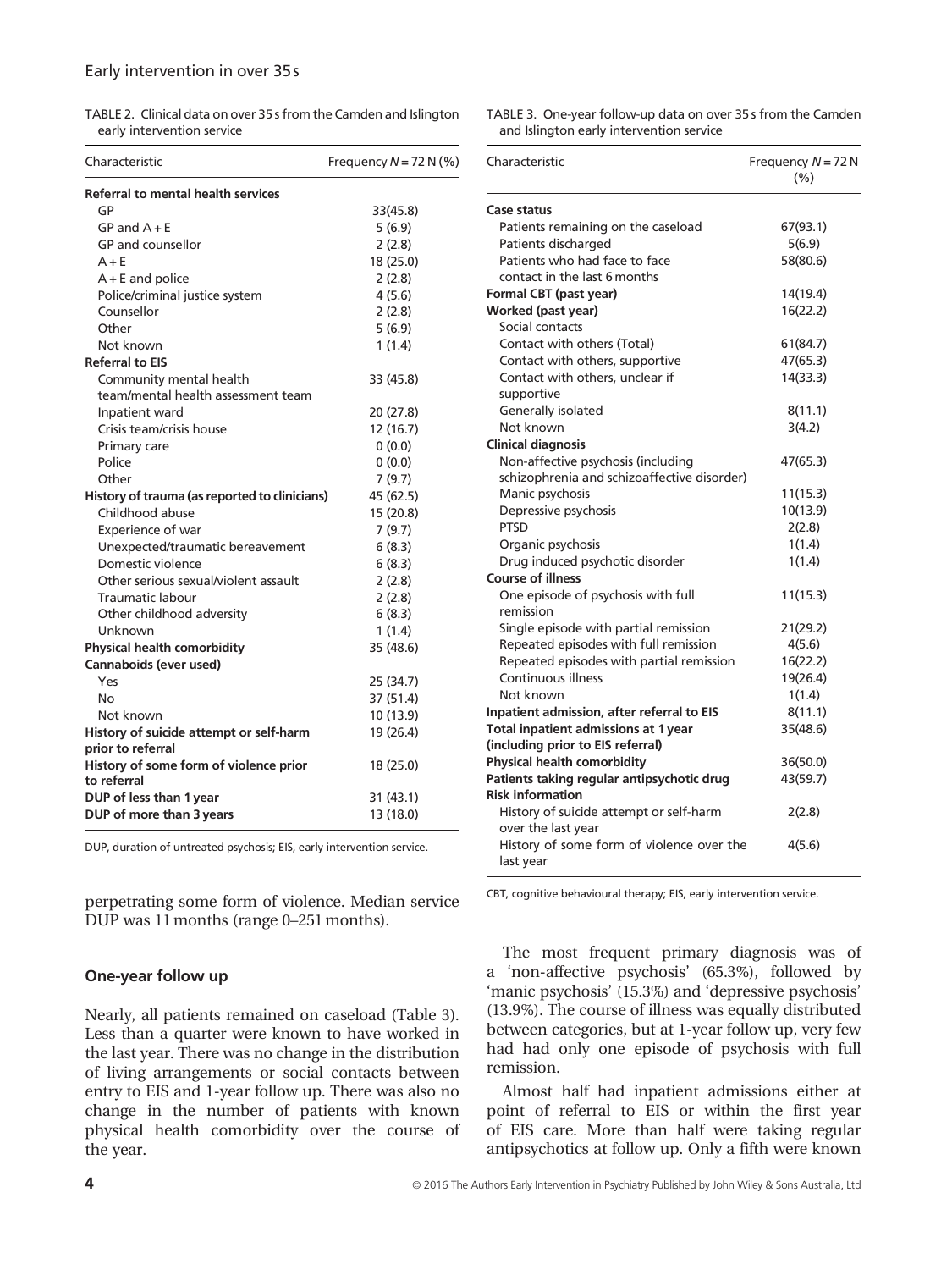TABLE 2. Clinical data on over 35 s from the Camden and Islington early intervention service

| Characteristic | Frequency $N = 72$ N (%) |
|---|---|
| **Referral to mental health services** | |
| GP | 33(45.8) |
| GP and A + E | 5 (6.9) |
| GP and counsellor | 2 (2.8) |
| A + E | 18 (25.0) |
| A + E and police | 2 (2.8) |
| Police/criminal justice system | 4 (5.6) |
| Counsellor | 2 (2.8) |
| Other | 5 (6.9) |
| Not known | 1 (1.4) |
| **Referral to EIS** | |
| Community mental health team/mental health assessment team | 33 (45.8) |
| Inpatient ward | 20 (27.8) |
| Crisis team/crisis house | 12 (16.7) |
| Primary care | 0 (0.0) |
| Police | 0 (0.0) |
| Other | 7 (9.7) |
| **History of trauma (as reported to clinicians)** | 45 (62.5) |
| Childhood abuse | 15 (20.8) |
| Experience of war | 7 (9.7) |
| Unexpected/traumatic bereavement | 6 (8.3) |
| Domestic violence | 6 (8.3) |
| Other serious sexual/violent assault | 2 (2.8) |
| Traumatic labour | 2 (2.8) |
| Other childhood adversity | 6 (8.3) |
| Unknown | 1 (1.4) |
| **Physical health comorbidity** | 35 (48.6) |
| **Cannaboids (ever used)** | |
| Yes | 25 (34.7) |
| No | 37 (51.4) |
| Not known | 10 (13.9) |
| **History of suicide attempt or self-harm prior to referral** | 19 (26.4) |
| **History of some form of violence prior to referral** | 18 (25.0) |
| **DUP of less than 1 year** | 31 (43.1) |
| **DUP of more than 3 years** | 13 (18.0) |

DUP, duration of untreated psychosis; EIS, early intervention service.

perpetrating some form of violence. Median service DUP was 11 months (range 0–251 months).

### One-year follow up

Nearly, all patients remained on caseload (Table 3). Less than a quarter were known to have worked in the last year. There was no change in the distribution of living arrangements or social contacts between entry to EIS and 1-year follow up. There was also no change in the number of patients with known physical health comorbidity over the course of the year.

TABLE 3. One-year follow-up data on over 35 s from the Camden and Islington early intervention service

| Characteristic | Frequency $N = 72$ N (%) |
|---|---|
| **Case status** | |
| Patients remaining on the caseload | 67(93.1) |
| Patients discharged | 5(6.9) |
| Patients who had face to face contact in the last 6 months | 58(80.6) |
| **Formal CBT (past year)** | 14(19.4) |
| **Worked (past year)** | 16(22.2) |
| Social contacts | |
| Contact with others (Total) | 61(84.7) |
| Contact with others, supportive | 47(65.3) |
| Contact with others, unclear if supportive | 14(33.3) |
| Generally isolated | 8(11.1) |
| Not known | 3(4.2) |
| **Clinical diagnosis** | |
| Non-affective psychosis (including schizophrenia and schizoaffective disorder) | 47(65.3) |
| Manic psychosis | 11(15.3) |
| Depressive psychosis | 10(13.9) |
| PTSD | 2(2.8) |
| Organic psychosis | 1(1.4) |
| Drug induced psychotic disorder | 1(1.4) |
| **Course of illness** | |
| One episode of psychosis with full remission | 11(15.3) |
| Single episode with partial remission | 21(29.2) |
| Repeated episodes with full remission | 4(5.6) |
| Repeated episodes with partial remission | 16(22.2) |
| Continuous illness | 19(26.4) |
| Not known | 1(1.4) |
| **Inpatient admission, after referral to EIS** | 8(11.1) |
| **Total inpatient admissions at 1 year (including prior to EIS referral)** | 35(48.6) |
| **Physical health comorbidity** | 36(50.0) |
| **Patients taking regular antipsychotic drug** | 43(59.7) |
| **Risk information** | |
| History of suicide attempt or self-harm over the last year | 2(2.8) |
| History of some form of violence over the last year | 4(5.6) |

CBT, cognitive behavioural therapy; EIS, early intervention service.

The most frequent primary diagnosis was of a 'non-affective psychosis' (65.3%), followed by 'manic psychosis' (15.3%) and 'depressive psychosis' (13.9%). The course of illness was equally distributed between categories, but at 1-year follow up, very few had had only one episode of psychosis with full remission.

Almost half had inpatient admissions either at point of referral to EIS or within the first year of EIS care. More than half were taking regular antipsychotics at follow up. Only a fifth were known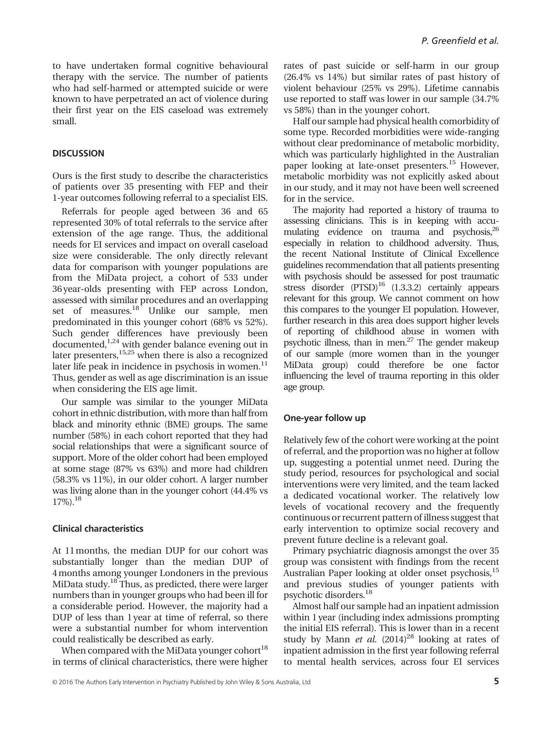to have undertaken formal cognitive behavioural therapy with the service. The number of patients who had self-harmed or attempted suicide or were known to have perpetrated an act of violence during their first year on the EIS caseload was extremely small.

## DISCUSSION

Ours is the first study to describe the characteristics of patients over 35 presenting with FEP and their 1-year outcomes following referral to a specialist EIS.

Referrals for people aged between 36 and 65 represented 30% of total referrals to the service after extension of the age range. Thus, the additional needs for EI services and impact on overall caseload size were considerable. The only directly relevant data for comparison with younger populations are from the MiData project, a cohort of 533 under 36 year-olds presenting with FEP across London, assessed with similar procedures and an overlapping set of measures.[18] Unlike our sample, men predominated in this younger cohort (68% vs 52%). Such gender differences have previously been documented,[1,24] with gender balance evening out in later presenters,[15,25] when there is also a recognized later life peak in incidence in psychosis in women.[11] Thus, gender as well as age discrimination is an issue when considering the EIS age limit.

Our sample was similar to the younger MiData cohort in ethnic distribution, with more than half from black and minority ethnic (BME) groups. The same number (58%) in each cohort reported that they had social relationships that were a significant source of support. More of the older cohort had been employed at some stage (87% vs 63%) and more had children (58.3% vs 11%), in our older cohort. A larger number was living alone than in the younger cohort (44.4% vs 17%).[18]

### Clinical characteristics

At 11 months, the median DUP for our cohort was substantially longer than the median DUP of 4 months among younger Londoners in the previous MiData study.[18] Thus, as predicted, there were larger numbers than in younger groups who had been ill for a considerable period. However, the majority had a DUP of less than 1 year at time of referral, so there were a substantial number for whom intervention could realistically be described as early.

When compared with the MiData younger cohort[18] in terms of clinical characteristics, there were higher rates of past suicide or self-harm in our group (26.4% vs 14%) but similar rates of past history of violent behaviour (25% vs 29%). Lifetime cannabis use reported to staff was lower in our sample (34.7% vs 58%) than in the younger cohort.

Half our sample had physical health comorbidity of some type. Recorded morbidities were wide-ranging without clear predominance of metabolic morbidity, which was particularly highlighted in the Australian paper looking at late-onset presenters.[15] However, metabolic morbidity was not explicitly asked about in our study, and it may not have been well screened for in the service.

The majority had reported a history of trauma to assessing clinicians. This is in keeping with accumulating evidence on trauma and psychosis,[26] especially in relation to childhood adversity. Thus, the recent National Institute of Clinical Excellence guidelines recommendation that all patients presenting with psychosis should be assessed for post traumatic stress disorder (PTSD)[16] (1.3.3.2) certainly appears relevant for this group. We cannot comment on how this compares to the younger EI population. However, further research in this area does support higher levels of reporting of childhood abuse in women with psychotic illness, than in men.[27] The gender makeup of our sample (more women than in the younger MiData group) could therefore be one factor influencing the level of trauma reporting in this older age group.

### One-year follow up

Relatively few of the cohort were working at the point of referral, and the proportion was no higher at follow up, suggesting a potential unmet need. During the study period, resources for psychological and social interventions were very limited, and the team lacked a dedicated vocational worker. The relatively low levels of vocational recovery and the frequently continuous or recurrent pattern of illness suggest that early intervention to optimize social recovery and prevent future decline is a relevant goal.

Primary psychiatric diagnosis amongst the over 35 group was consistent with findings from the recent Australian Paper looking at older onset psychosis,[15] and previous studies of younger patients with psychotic disorders.[18]

Almost half our sample had an inpatient admission within 1 year (including index admissions prompting the initial EIS referral). This is lower than in a recent study by Mann *et al.* (2014)[28] looking at rates of inpatient admission in the first year following referral to mental health services, across four EI services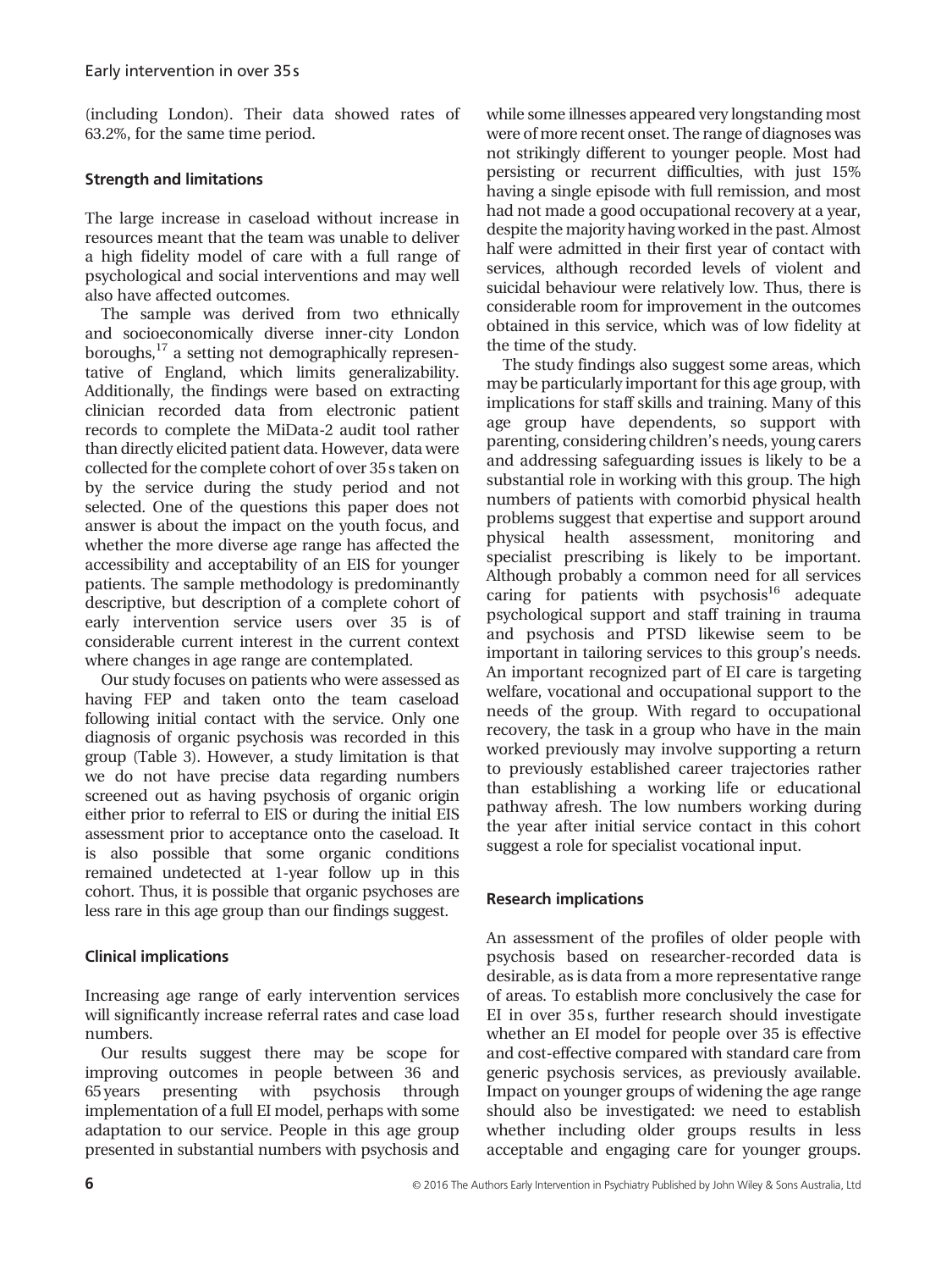(including London). Their data showed rates of 63.2%, for the same time period.

### Strength and limitations

The large increase in caseload without increase in resources meant that the team was unable to deliver a high fidelity model of care with a full range of psychological and social interventions and may well also have affected outcomes.

The sample was derived from two ethnically and socioeconomically diverse inner-city London boroughs,[17] a setting not demographically representative of England, which limits generalizability. Additionally, the findings were based on extracting clinician recorded data from electronic patient records to complete the MiData-2 audit tool rather than directly elicited patient data. However, data were collected for the complete cohort of over 35 s taken on by the service during the study period and not selected. One of the questions this paper does not answer is about the impact on the youth focus, and whether the more diverse age range has affected the accessibility and acceptability of an EIS for younger patients. The sample methodology is predominantly descriptive, but description of a complete cohort of early intervention service users over 35 is of considerable current interest in the current context where changes in age range are contemplated.

Our study focuses on patients who were assessed as having FEP and taken onto the team caseload following initial contact with the service. Only one diagnosis of organic psychosis was recorded in this group (Table 3). However, a study limitation is that we do not have precise data regarding numbers screened out as having psychosis of organic origin either prior to referral to EIS or during the initial EIS assessment prior to acceptance onto the caseload. It is also possible that some organic conditions remained undetected at 1-year follow up in this cohort. Thus, it is possible that organic psychoses are less rare in this age group than our findings suggest.

### Clinical implications

Increasing age range of early intervention services will significantly increase referral rates and case load numbers.

Our results suggest there may be scope for improving outcomes in people between 36 and 65 years presenting with psychosis through implementation of a full EI model, perhaps with some adaptation to our service. People in this age group presented in substantial numbers with psychosis and while some illnesses appeared very longstanding most were of more recent onset. The range of diagnoses was not strikingly different to younger people. Most had persisting or recurrent difficulties, with just 15% having a single episode with full remission, and most had not made a good occupational recovery at a year, despite the majority having worked in the past. Almost half were admitted in their first year of contact with services, although recorded levels of violent and suicidal behaviour were relatively low. Thus, there is considerable room for improvement in the outcomes obtained in this service, which was of low fidelity at the time of the study.

The study findings also suggest some areas, which may be particularly important for this age group, with implications for staff skills and training. Many of this age group have dependents, so support with parenting, considering children's needs, young carers and addressing safeguarding issues is likely to be a substantial role in working with this group. The high numbers of patients with comorbid physical health problems suggest that expertise and support around physical health assessment, monitoring and specialist prescribing is likely to be important. Although probably a common need for all services caring for patients with psychosis[16] adequate psychological support and staff training in trauma and psychosis and PTSD likewise seem to be important in tailoring services to this group's needs. An important recognized part of EI care is targeting welfare, vocational and occupational support to the needs of the group. With regard to occupational recovery, the task in a group who have in the main worked previously may involve supporting a return to previously established career trajectories rather than establishing a working life or educational pathway afresh. The low numbers working during the year after initial service contact in this cohort suggest a role for specialist vocational input.

### Research implications

An assessment of the profiles of older people with psychosis based on researcher-recorded data is desirable, as is data from a more representative range of areas. To establish more conclusively the case for EI in over 35 s, further research should investigate whether an EI model for people over 35 is effective and cost-effective compared with standard care from generic psychosis services, as previously available. Impact on younger groups of widening the age range should also be investigated: we need to establish whether including older groups results in less acceptable and engaging care for younger groups.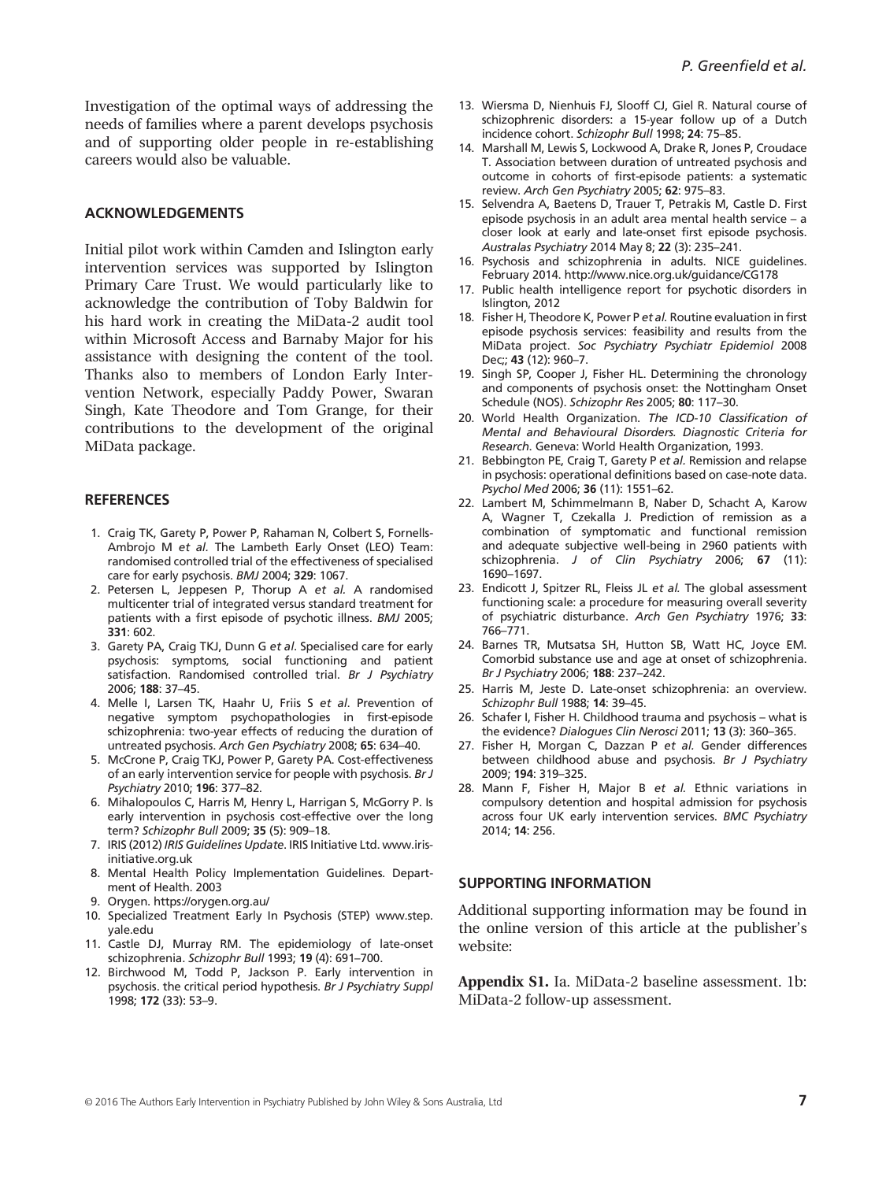Investigation of the optimal ways of addressing the needs of families where a parent develops psychosis and of supporting older people in re-establishing careers would also be valuable.

## ACKNOWLEDGEMENTS

Initial pilot work within Camden and Islington early intervention services was supported by Islington Primary Care Trust. We would particularly like to acknowledge the contribution of Toby Baldwin for his hard work in creating the MiData-2 audit tool within Microsoft Access and Barnaby Major for his assistance with designing the content of the tool. Thanks also to members of London Early Intervention Network, especially Paddy Power, Swaran Singh, Kate Theodore and Tom Grange, for their contributions to the development of the original MiData package.

## REFERENCES

1. Craig TK, Garety P, Power P, Rahaman N, Colbert S, Fornells-Ambrojo M *et al.* The Lambeth Early Onset (LEO) Team: randomised controlled trial of the effectiveness of specialised care for early psychosis. *BMJ* 2004; **329**: 1067.
2. Petersen L, Jeppesen P, Thorup A *et al.* A randomised multicenter trial of integrated versus standard treatment for patients with a first episode of psychotic illness. *BMJ* 2005; **331**: 602.
3. Garety PA, Craig TKJ, Dunn G *et al*. Specialised care for early psychosis: symptoms, social functioning and patient satisfaction. Randomised controlled trial. *Br J Psychiatry* 2006; **188**: 37–45.
4. Melle I, Larsen TK, Haahr U, Friis S *et al*. Prevention of negative symptom psychopathologies in first-episode schizophrenia: two-year effects of reducing the duration of untreated psychosis. *Arch Gen Psychiatry* 2008; **65**: 634–40.
5. McCrone P, Craig TKJ, Power P, Garety PA. Cost-effectiveness of an early intervention service for people with psychosis. *Br J Psychiatry* 2010; **196**: 377–82.
6. Mihalopoulos C, Harris M, Henry L, Harrigan S, McGorry P. Is early intervention in psychosis cost-effective over the long term? *Schizophr Bull* 2009; **35** (5): 909–18.
7. IRIS (2012) *IRIS Guidelines Update*. IRIS Initiative Ltd. www.iris-initiative.org.uk
8. Mental Health Policy Implementation Guidelines. Department of Health. 2003
9. Orygen. https://orygen.org.au/
10. Specialized Treatment Early In Psychosis (STEP) www.step.yale.edu
11. Castle DJ, Murray RM. The epidemiology of late-onset schizophrenia. *Schizophr Bull* 1993; **19** (4): 691–700.
12. Birchwood M, Todd P, Jackson P. Early intervention in psychosis. the critical period hypothesis. *Br J Psychiatry Suppl* 1998; **172** (33): 53–9.
13. Wiersma D, Nienhuis FJ, Slooff CJ, Giel R. Natural course of schizophrenic disorders: a 15-year follow up of a Dutch incidence cohort. *Schizophr Bull* 1998; **24**: 75–85.
14. Marshall M, Lewis S, Lockwood A, Drake R, Jones P, Croudace T. Association between duration of untreated psychosis and outcome in cohorts of first-episode patients: a systematic review. *Arch Gen Psychiatry* 2005; **62**: 975–83.
15. Selvendra A, Baetens D, Trauer T, Petrakis M, Castle D. First episode psychosis in an adult area mental health service – a closer look at early and late-onset first episode psychosis. *Australas Psychiatry* 2014 May 8; **22** (3): 235–241.
16. Psychosis and schizophrenia in adults. NICE guidelines. February 2014. http://www.nice.org.uk/guidance/CG178
17. Public health intelligence report for psychotic disorders in Islington, 2012
18. Fisher H, Theodore K, Power P *et al.* Routine evaluation in first episode psychosis services: feasibility and results from the MiData project. *Soc Psychiatry Psychiatr Epidemiol* 2008 Dec;; **43** (12): 960–7.
19. Singh SP, Cooper J, Fisher HL. Determining the chronology and components of psychosis onset: the Nottingham Onset Schedule (NOS). *Schizophr Res* 2005; **80**: 117–30.
20. World Health Organization. *The ICD-10 Classification of Mental and Behavioural Disorders. Diagnostic Criteria for Research*. Geneva: World Health Organization, 1993.
21. Bebbington PE, Craig T, Garety P *et al.* Remission and relapse in psychosis: operational definitions based on case-note data. *Psychol Med* 2006; **36** (11): 1551–62.
22. Lambert M, Schimmelmann B, Naber D, Schacht A, Karow A, Wagner T, Czekalla J. Prediction of remission as a combination of symptomatic and functional remission and adequate subjective well-being in 2960 patients with schizophrenia. *J of Clin Psychiatry* 2006; **67** (11): 1690–1697.
23. Endicott J, Spitzer RL, Fleiss JL *et al.* The global assessment functioning scale: a procedure for measuring overall severity of psychiatric disturbance. *Arch Gen Psychiatry* 1976; **33**: 766–771.
24. Barnes TR, Mutsatsa SH, Hutton SB, Watt HC, Joyce EM. Comorbid substance use and age at onset of schizophrenia. *Br J Psychiatry* 2006; **188**: 237–242.
25. Harris M, Jeste D. Late-onset schizophrenia: an overview. *Schizophr Bull* 1988; **14**: 39–45.
26. Schafer I, Fisher H. Childhood trauma and psychosis – what is the evidence? *Dialogues Clin Nerosci* 2011; **13** (3): 360–365.
27. Fisher H, Morgan C, Dazzan P *et al.* Gender differences between childhood abuse and psychosis. *Br J Psychiatry* 2009; **194**: 319–325.
28. Mann F, Fisher H, Major B *et al.* Ethnic variations in compulsory detention and hospital admission for psychosis across four UK early intervention services. *BMC Psychiatry* 2014; **14**: 256.

## SUPPORTING INFORMATION

Additional supporting information may be found in the online version of this article at the publisher's website:

**Appendix S1.** Ia. MiData-2 baseline assessment. 1b: MiData-2 follow-up assessment.